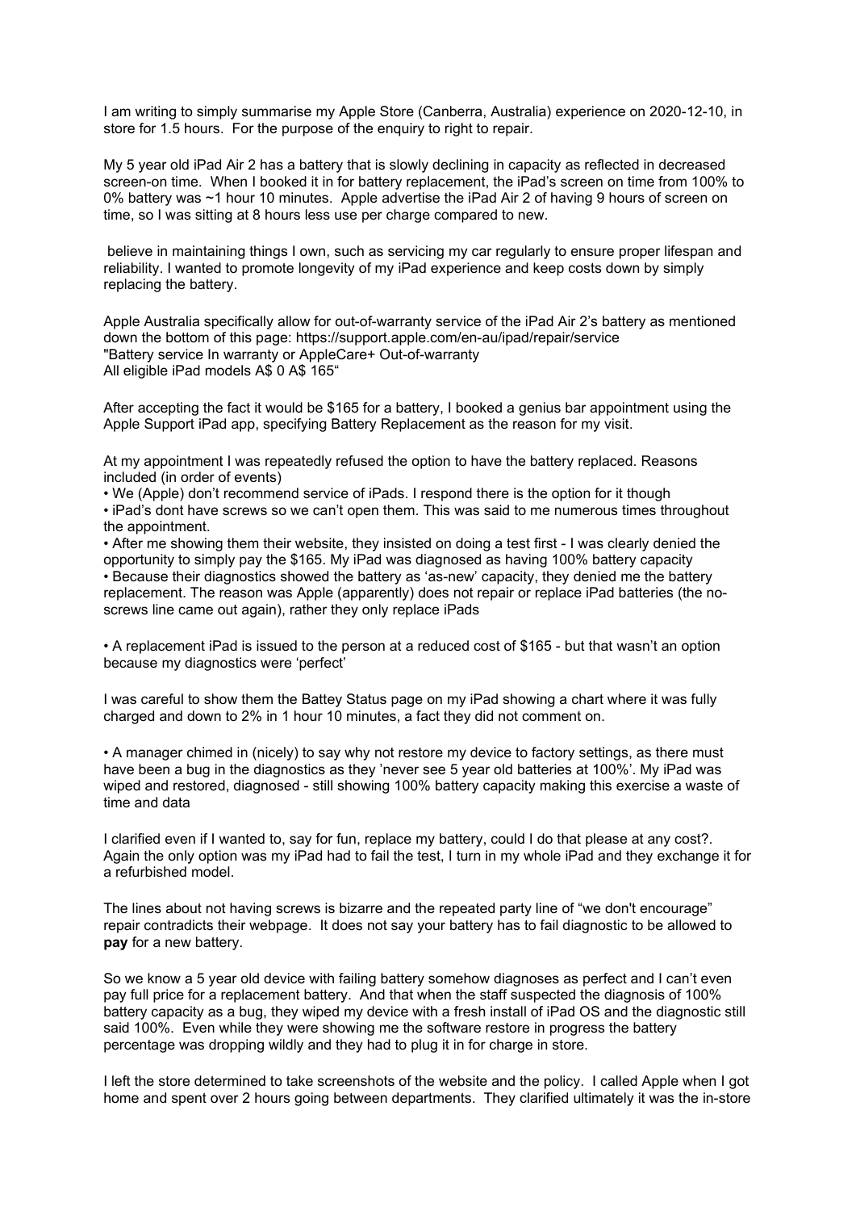I am writing to simply summarise my Apple Store (Canberra, Australia) experience on 2020-12-10, in store for 1.5 hours. For the purpose of the enquiry to right to repair.

My 5 year old iPad Air 2 has a battery that is slowly declining in capacity as reflected in decreased screen-on time. When I booked it in for battery replacement, the iPad's screen on time from 100% to 0% battery was ~1 hour 10 minutes. Apple advertise the iPad Air 2 of having 9 hours of screen on time, so I was sitting at 8 hours less use per charge compared to new.

believe in maintaining things I own, such as servicing my car regularly to ensure proper lifespan and reliability. I wanted to promote longevity of my iPad experience and keep costs down by simply replacing the battery.

Apple Australia specifically allow for out-of-warranty service of the iPad Air 2's battery as mentioned down the bottom of this page: https://support.apple.com/en-au/ipad/repair/service
"Battery service In warranty or AppleCare+ Out-of-warranty
All eligible iPad models A$ 0 A$ 165"

After accepting the fact it would be $165 for a battery, I booked a genius bar appointment using the Apple Support iPad app, specifying Battery Replacement as the reason for my visit.

At my appointment I was repeatedly refused the option to have the battery replaced. Reasons included (in order of events)

- We (Apple) don't recommend service of iPads. I respond there is the option for it though
- iPad's dont have screws so we can't open them. This was said to me numerous times throughout the appointment.
- After me showing them their website, they insisted on doing a test first - I was clearly denied the opportunity to simply pay the $165. My iPad was diagnosed as having 100% battery capacity
- Because their diagnostics showed the battery as 'as-new' capacity, they denied me the battery replacement. The reason was Apple (apparently) does not repair or replace iPad batteries (the no-screws line came out again), rather they only replace iPads

- A replacement iPad is issued to the person at a reduced cost of $165 - but that wasn't an option because my diagnostics were 'perfect'

I was careful to show them the Battey Status page on my iPad showing a chart where it was fully charged and down to 2% in 1 hour 10 minutes, a fact they did not comment on.

- A manager chimed in (nicely) to say why not restore my device to factory settings, as there must have been a bug in the diagnostics as they 'never see 5 year old batteries at 100%'. My iPad was wiped and restored, diagnosed - still showing 100% battery capacity making this exercise a waste of time and data

I clarified even if I wanted to, say for fun, replace my battery, could I do that please at any cost?. Again the only option was my iPad had to fail the test, I turn in my whole iPad and they exchange it for a refurbished model.

The lines about not having screws is bizarre and the repeated party line of "we don't encourage" repair contradicts their webpage. It does not say your battery has to fail diagnostic to be allowed to **pay** for a new battery.

So we know a 5 year old device with failing battery somehow diagnoses as perfect and I can't even pay full price for a replacement battery. And that when the staff suspected the diagnosis of 100% battery capacity as a bug, they wiped my device with a fresh install of iPad OS and the diagnostic still said 100%. Even while they were showing me the software restore in progress the battery percentage was dropping wildly and they had to plug it in for charge in store.

I left the store determined to take screenshots of the website and the policy. I called Apple when I got home and spent over 2 hours going between departments. They clarified ultimately it was the in-store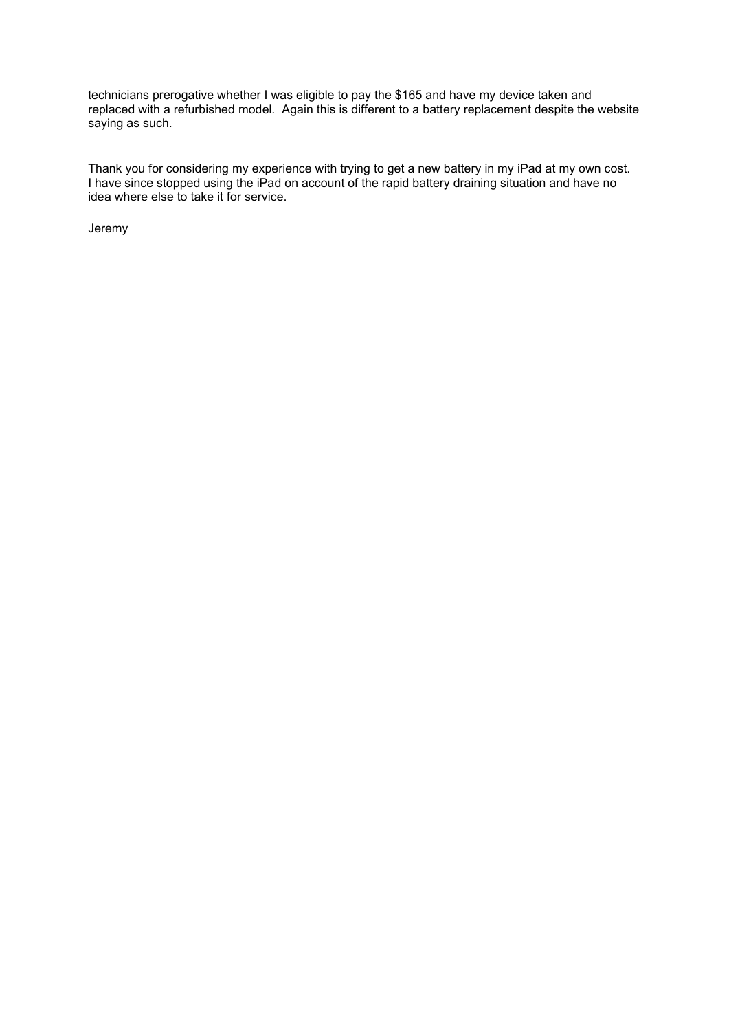technicians prerogative whether I was eligible to pay the $165 and have my device taken and replaced with a refurbished model. Again this is different to a battery replacement despite the website saying as such.

Thank you for considering my experience with trying to get a new battery in my iPad at my own cost. I have since stopped using the iPad on account of the rapid battery draining situation and have no idea where else to take it for service.

Jeremy